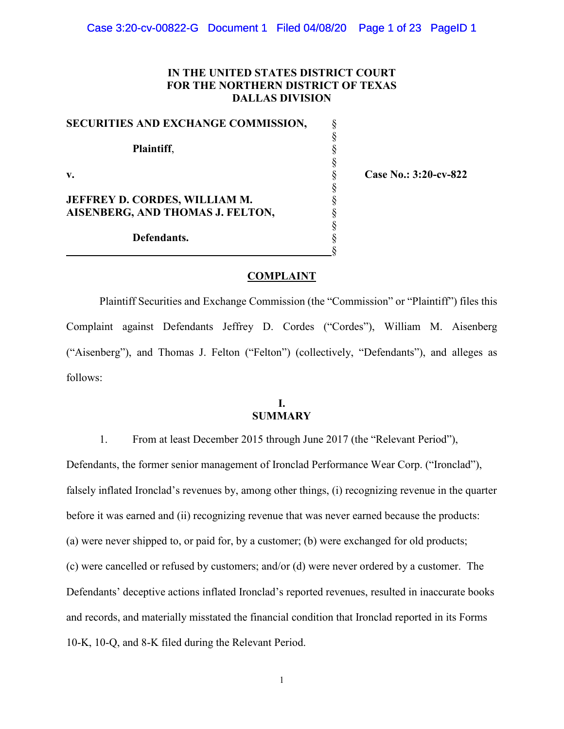**IN THE UNITED STATES DISTRICT COURT**
**FOR THE NORTHERN DISTRICT OF TEXAS**
**DALLAS DIVISION**

| | | |
|---|---|---|
| **SECURITIES AND EXCHANGE COMMISSION,** | § | |
| | § | |
| **Plaintiff**, | § | |
| | § | |
| **v.** | § | **Case No.: 3:20-cv-822** |
| | § | |
| **JEFFREY D. CORDES, WILLIAM M. AISENBERG, AND THOMAS J. FELTON,** | § | |
| | § | |
| **Defendants.** | § | |

# COMPLAINT

Plaintiff Securities and Exchange Commission (the "Commission" or "Plaintiff") files this Complaint against Defendants Jeffrey D. Cordes ("Cordes"), William M. Aisenberg ("Aisenberg"), and Thomas J. Felton ("Felton") (collectively, "Defendants"), and alleges as follows:

## I. SUMMARY

1. From at least December 2015 through June 2017 (the "Relevant Period"), Defendants, the former senior management of Ironclad Performance Wear Corp. ("Ironclad"), falsely inflated Ironclad's revenues by, among other things, (i) recognizing revenue in the quarter before it was earned and (ii) recognizing revenue that was never earned because the products: (a) were never shipped to, or paid for, by a customer; (b) were exchanged for old products; (c) were cancelled or refused by customers; and/or (d) were never ordered by a customer. The Defendants' deceptive actions inflated Ironclad's reported revenues, resulted in inaccurate books and records, and materially misstated the financial condition that Ironclad reported in its Forms 10-K, 10-Q, and 8-K filed during the Relevant Period.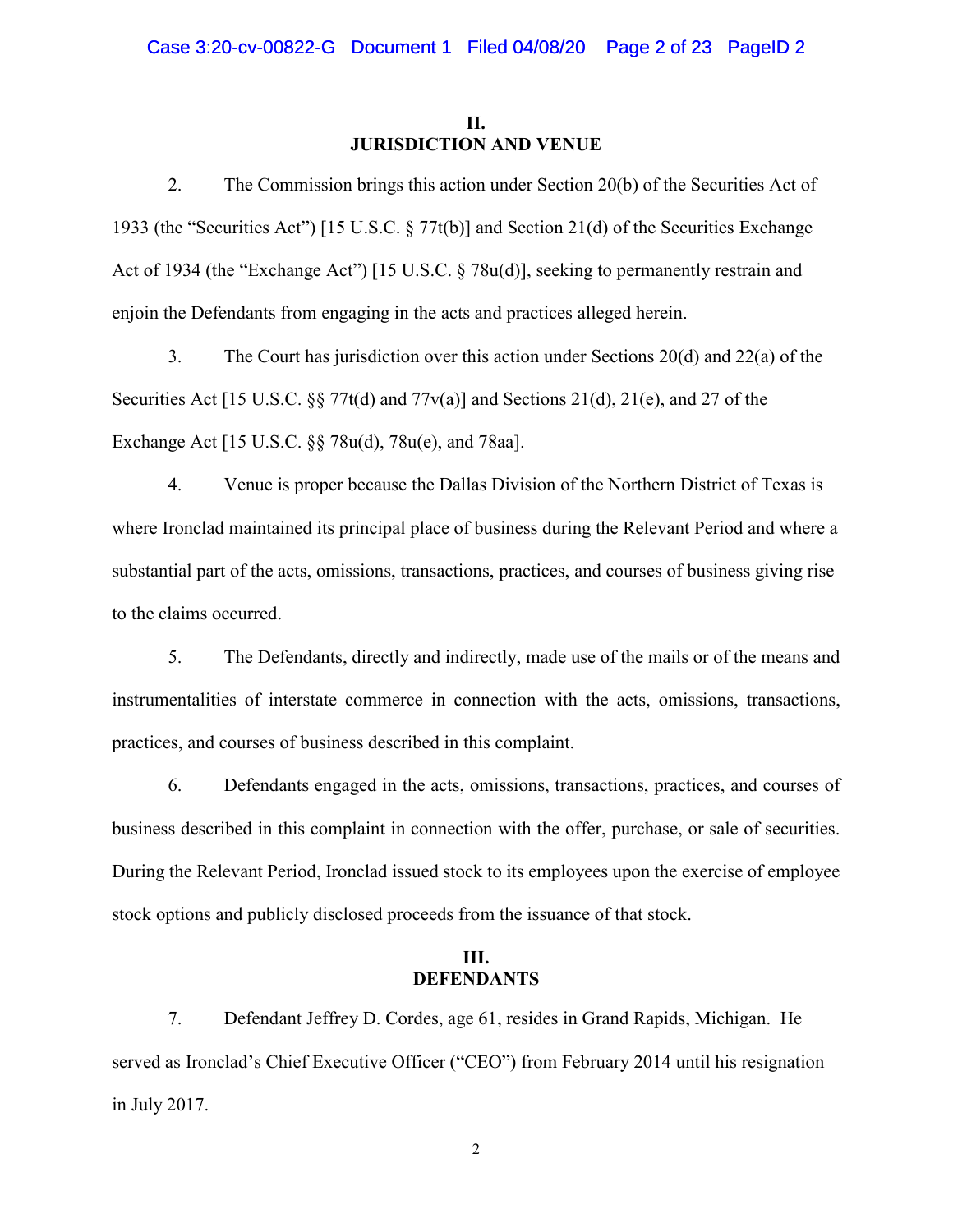## II. JURISDICTION AND VENUE

2. The Commission brings this action under Section 20(b) of the Securities Act of 1933 (the "Securities Act") [15 U.S.C. § 77t(b)] and Section 21(d) of the Securities Exchange Act of 1934 (the "Exchange Act") [15 U.S.C. § 78u(d)], seeking to permanently restrain and enjoin the Defendants from engaging in the acts and practices alleged herein.

3. The Court has jurisdiction over this action under Sections 20(d) and 22(a) of the Securities Act [15 U.S.C. §§ 77t(d) and 77v(a)] and Sections 21(d), 21(e), and 27 of the Exchange Act [15 U.S.C. §§ 78u(d), 78u(e), and 78aa].

4. Venue is proper because the Dallas Division of the Northern District of Texas is where Ironclad maintained its principal place of business during the Relevant Period and where a substantial part of the acts, omissions, transactions, practices, and courses of business giving rise to the claims occurred.

5. The Defendants, directly and indirectly, made use of the mails or of the means and instrumentalities of interstate commerce in connection with the acts, omissions, transactions, practices, and courses of business described in this complaint.

6. Defendants engaged in the acts, omissions, transactions, practices, and courses of business described in this complaint in connection with the offer, purchase, or sale of securities. During the Relevant Period, Ironclad issued stock to its employees upon the exercise of employee stock options and publicly disclosed proceeds from the issuance of that stock.

## III. DEFENDANTS

7. Defendant Jeffrey D. Cordes, age 61, resides in Grand Rapids, Michigan. He served as Ironclad's Chief Executive Officer ("CEO") from February 2014 until his resignation in July 2017.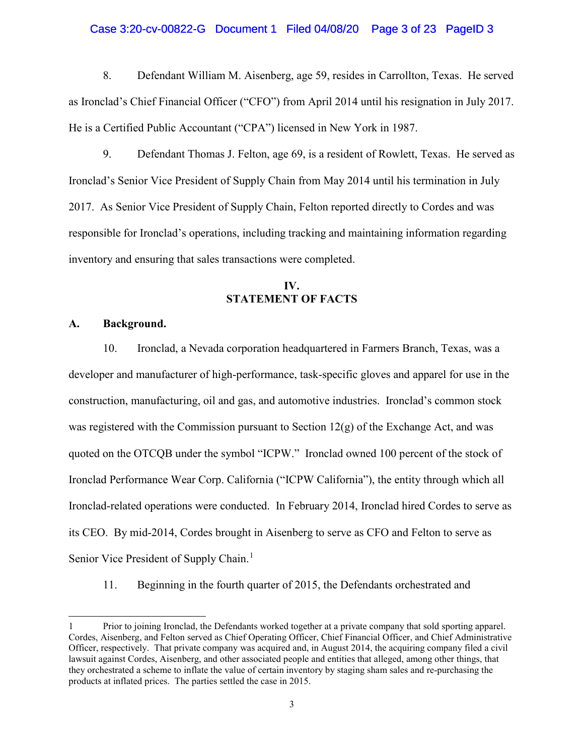8. Defendant William M. Aisenberg, age 59, resides in Carrollton, Texas. He served as Ironclad's Chief Financial Officer ("CFO") from April 2014 until his resignation in July 2017. He is a Certified Public Accountant ("CPA") licensed in New York in 1987.

9. Defendant Thomas J. Felton, age 69, is a resident of Rowlett, Texas. He served as Ironclad's Senior Vice President of Supply Chain from May 2014 until his termination in July 2017. As Senior Vice President of Supply Chain, Felton reported directly to Cordes and was responsible for Ironclad's operations, including tracking and maintaining information regarding inventory and ensuring that sales transactions were completed.

## IV.
## STATEMENT OF FACTS

### A. Background.

10. Ironclad, a Nevada corporation headquartered in Farmers Branch, Texas, was a developer and manufacturer of high-performance, task-specific gloves and apparel for use in the construction, manufacturing, oil and gas, and automotive industries. Ironclad's common stock was registered with the Commission pursuant to Section 12(g) of the Exchange Act, and was quoted on the OTCQB under the symbol "ICPW." Ironclad owned 100 percent of the stock of Ironclad Performance Wear Corp. California ("ICPW California"), the entity through which all Ironclad-related operations were conducted. In February 2014, Ironclad hired Cordes to serve as its CEO. By mid-2014, Cordes brought in Aisenberg to serve as CFO and Felton to serve as Senior Vice President of Supply Chain.[1]

11. Beginning in the fourth quarter of 2015, the Defendants orchestrated and

---

1 Prior to joining Ironclad, the Defendants worked together at a private company that sold sporting apparel. Cordes, Aisenberg, and Felton served as Chief Operating Officer, Chief Financial Officer, and Chief Administrative Officer, respectively. That private company was acquired and, in August 2014, the acquiring company filed a civil lawsuit against Cordes, Aisenberg, and other associated people and entities that alleged, among other things, that they orchestrated a scheme to inflate the value of certain inventory by staging sham sales and re-purchasing the products at inflated prices. The parties settled the case in 2015.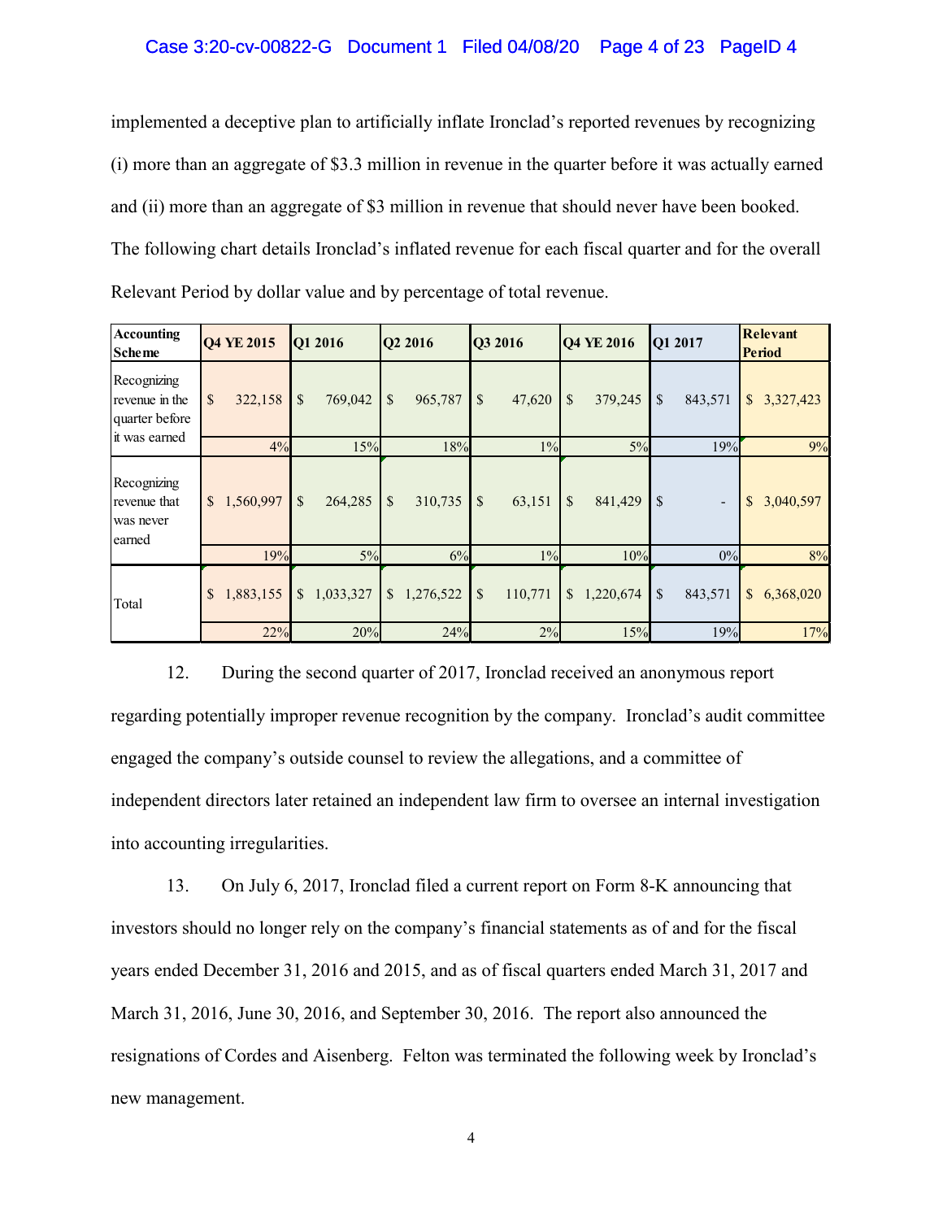implemented a deceptive plan to artificially inflate Ironclad's reported revenues by recognizing (i) more than an aggregate of $3.3 million in revenue in the quarter before it was actually earned and (ii) more than an aggregate of $3 million in revenue that should never have been booked. The following chart details Ironclad's inflated revenue for each fiscal quarter and for the overall Relevant Period by dollar value and by percentage of total revenue.

| Accounting Scheme | Q4 YE 2015 | Q1 2016 | Q2 2016 | Q3 2016 | Q4 YE 2016 | Q1 2017 | Relevant Period |
|---|---|---|---|---|---|---|---|
| Recognizing revenue in the quarter before it was earned | $ 322,158 | $ 769,042 | $ 965,787 | $ 47,620 | $ 379,245 | $ 843,571 | $ 3,327,423 |
| | 4% | 15% | 18% | 1% | 5% | 19% | 9% |
| Recognizing revenue that was never earned | $ 1,560,997 | $ 264,285 | $ 310,735 | $ 63,151 | $ 841,429 | $ - | $ 3,040,597 |
| | 19% | 5% | 6% | 1% | 10% | 0% | 8% |
| Total | $ 1,883,155 | $ 1,033,327 | $ 1,276,522 | $ 110,771 | $ 1,220,674 | $ 843,571 | $ 6,368,020 |
| | 22% | 20% | 24% | 2% | 15% | 19% | 17% |

12. During the second quarter of 2017, Ironclad received an anonymous report regarding potentially improper revenue recognition by the company. Ironclad's audit committee engaged the company's outside counsel to review the allegations, and a committee of independent directors later retained an independent law firm to oversee an internal investigation into accounting irregularities.

13. On July 6, 2017, Ironclad filed a current report on Form 8-K announcing that investors should no longer rely on the company's financial statements as of and for the fiscal years ended December 31, 2016 and 2015, and as of fiscal quarters ended March 31, 2017 and March 31, 2016, June 30, 2016, and September 30, 2016. The report also announced the resignations of Cordes and Aisenberg. Felton was terminated the following week by Ironclad's new management.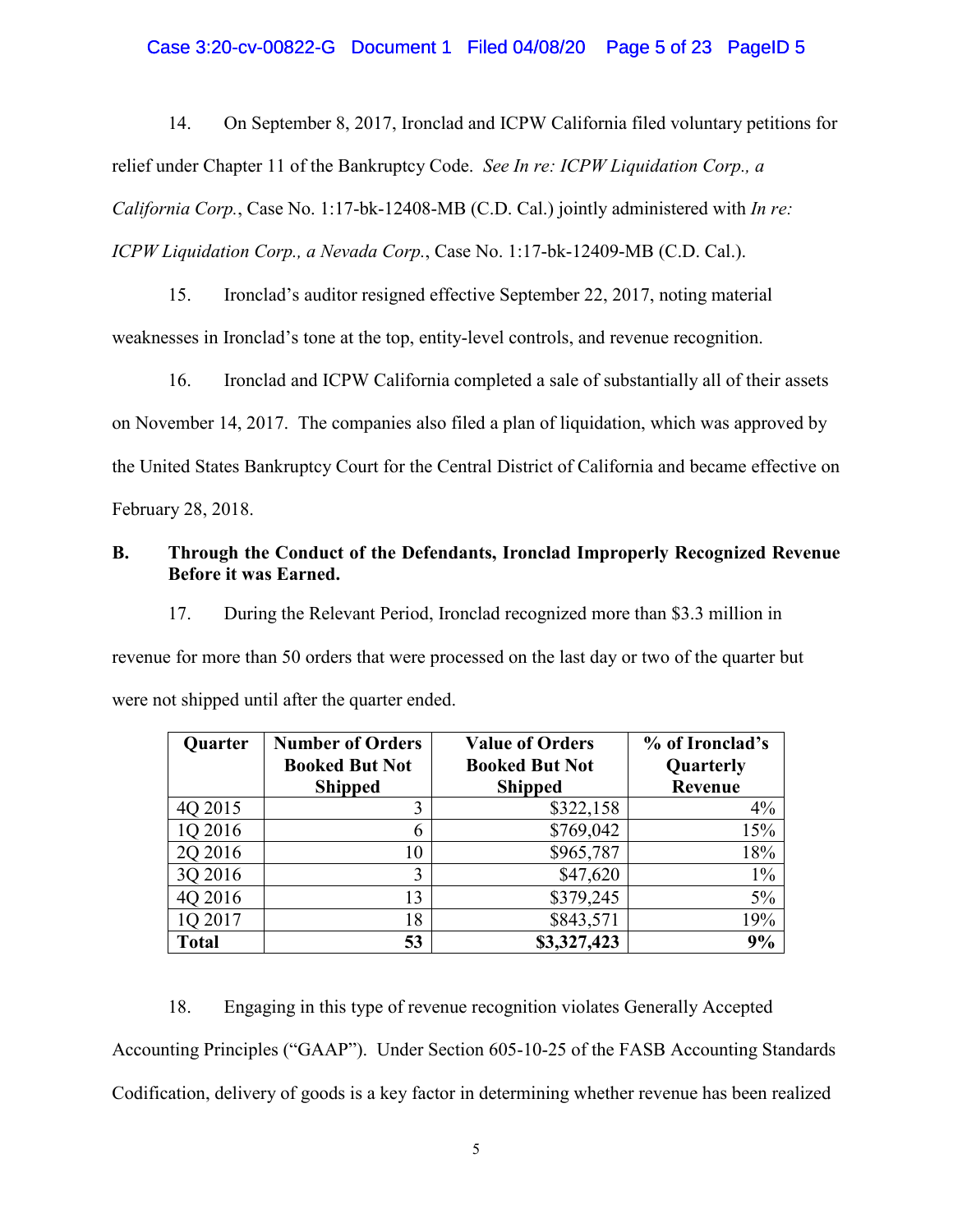14. On September 8, 2017, Ironclad and ICPW California filed voluntary petitions for relief under Chapter 11 of the Bankruptcy Code. *See In re: ICPW Liquidation Corp., a California Corp.*, Case No. 1:17-bk-12408-MB (C.D. Cal.) jointly administered with *In re: ICPW Liquidation Corp., a Nevada Corp.*, Case No. 1:17-bk-12409-MB (C.D. Cal.).

15. Ironclad's auditor resigned effective September 22, 2017, noting material weaknesses in Ironclad's tone at the top, entity-level controls, and revenue recognition.

16. Ironclad and ICPW California completed a sale of substantially all of their assets on November 14, 2017. The companies also filed a plan of liquidation, which was approved by the United States Bankruptcy Court for the Central District of California and became effective on February 28, 2018.

## B. Through the Conduct of the Defendants, Ironclad Improperly Recognized Revenue Before it was Earned.

17. During the Relevant Period, Ironclad recognized more than $3.3 million in revenue for more than 50 orders that were processed on the last day or two of the quarter but were not shipped until after the quarter ended.

| Quarter | Number of Orders Booked But Not Shipped | Value of Orders Booked But Not Shipped | % of Ironclad's Quarterly Revenue |
|---|---:|---:|---:|
| 4Q 2015 | 3 | $322,158 | 4% |
| 1Q 2016 | 6 | $769,042 | 15% |
| 2Q 2016 | 10 | $965,787 | 18% |
| 3Q 2016 | 3 | $47,620 | 1% |
| 4Q 2016 | 13 | $379,245 | 5% |
| 1Q 2017 | 18 | $843,571 | 19% |
| **Total** | **53** | **$3,327,423** | **9%** |

18. Engaging in this type of revenue recognition violates Generally Accepted Accounting Principles ("GAAP"). Under Section 605-10-25 of the FASB Accounting Standards Codification, delivery of goods is a key factor in determining whether revenue has been realized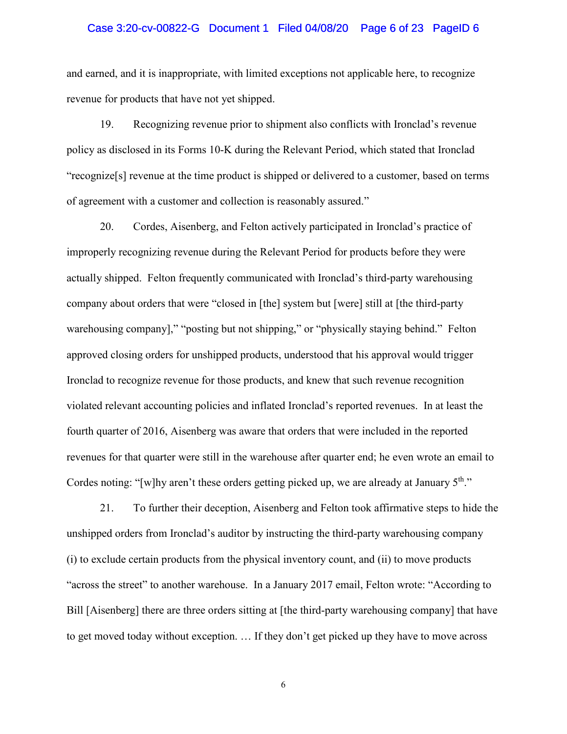and earned, and it is inappropriate, with limited exceptions not applicable here, to recognize revenue for products that have not yet shipped.

19. Recognizing revenue prior to shipment also conflicts with Ironclad's revenue policy as disclosed in its Forms 10-K during the Relevant Period, which stated that Ironclad "recognize[s] revenue at the time product is shipped or delivered to a customer, based on terms of agreement with a customer and collection is reasonably assured."

20. Cordes, Aisenberg, and Felton actively participated in Ironclad's practice of improperly recognizing revenue during the Relevant Period for products before they were actually shipped. Felton frequently communicated with Ironclad's third-party warehousing company about orders that were "closed in [the] system but [were] still at [the third-party warehousing company]," "posting but not shipping," or "physically staying behind." Felton approved closing orders for unshipped products, understood that his approval would trigger Ironclad to recognize revenue for those products, and knew that such revenue recognition violated relevant accounting policies and inflated Ironclad's reported revenues. In at least the fourth quarter of 2016, Aisenberg was aware that orders that were included in the reported revenues for that quarter were still in the warehouse after quarter end; he even wrote an email to Cordes noting: "[w]hy aren't these orders getting picked up, we are already at January 5th."

21. To further their deception, Aisenberg and Felton took affirmative steps to hide the unshipped orders from Ironclad's auditor by instructing the third-party warehousing company (i) to exclude certain products from the physical inventory count, and (ii) to move products "across the street" to another warehouse. In a January 2017 email, Felton wrote: "According to Bill [Aisenberg] there are three orders sitting at [the third-party warehousing company] that have to get moved today without exception. … If they don't get picked up they have to move across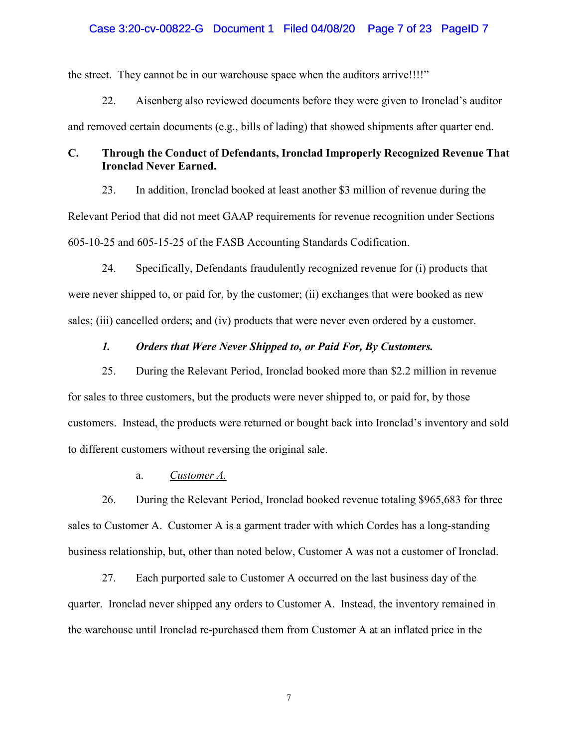the street. They cannot be in our warehouse space when the auditors arrive!!!!"

22. Aisenberg also reviewed documents before they were given to Ironclad's auditor and removed certain documents (e.g., bills of lading) that showed shipments after quarter end.

## C. Through the Conduct of Defendants, Ironclad Improperly Recognized Revenue That Ironclad Never Earned.

23. In addition, Ironclad booked at least another $3 million of revenue during the Relevant Period that did not meet GAAP requirements for revenue recognition under Sections 605-10-25 and 605-15-25 of the FASB Accounting Standards Codification.

24. Specifically, Defendants fraudulently recognized revenue for (i) products that were never shipped to, or paid for, by the customer; (ii) exchanges that were booked as new sales; (iii) cancelled orders; and (iv) products that were never even ordered by a customer.

### *1. Orders that Were Never Shipped to, or Paid For, By Customers.*

25. During the Relevant Period, Ironclad booked more than $2.2 million in revenue for sales to three customers, but the products were never shipped to, or paid for, by those customers. Instead, the products were returned or bought back into Ironclad's inventory and sold to different customers without reversing the original sale.

a. *Customer A.*

26. During the Relevant Period, Ironclad booked revenue totaling $965,683 for three sales to Customer A. Customer A is a garment trader with which Cordes has a long-standing business relationship, but, other than noted below, Customer A was not a customer of Ironclad.

27. Each purported sale to Customer A occurred on the last business day of the quarter. Ironclad never shipped any orders to Customer A. Instead, the inventory remained in the warehouse until Ironclad re-purchased them from Customer A at an inflated price in the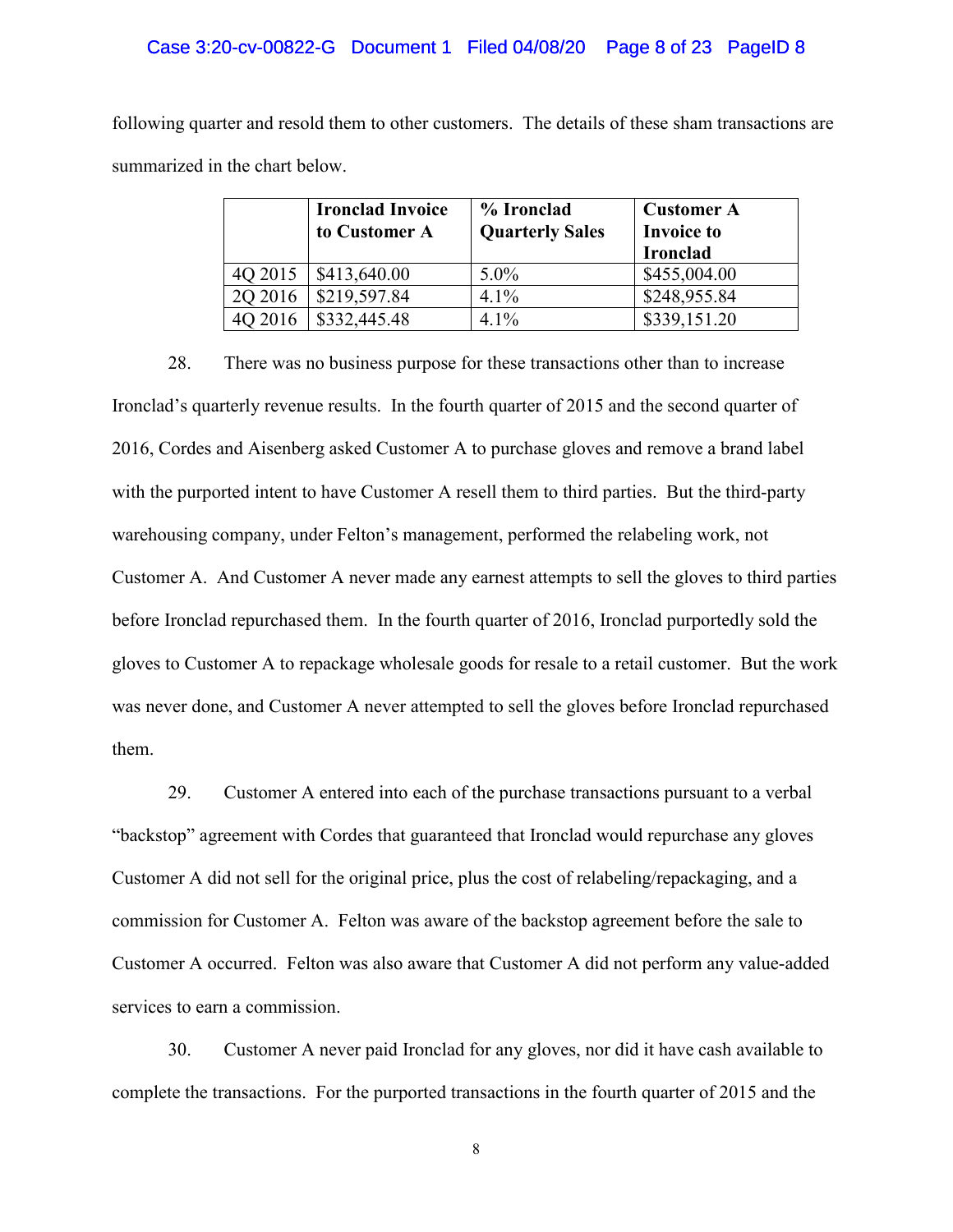following quarter and resold them to other customers. The details of these sham transactions are summarized in the chart below.

| | Ironclad Invoice to Customer A | % Ironclad Quarterly Sales | Customer A Invoice to Ironclad |
|---|---|---|---|
| 4Q 2015 | $413,640.00 | 5.0% | $455,004.00 |
| 2Q 2016 | $219,597.84 | 4.1% | $248,955.84 |
| 4Q 2016 | $332,445.48 | 4.1% | $339,151.20 |

28. There was no business purpose for these transactions other than to increase Ironclad's quarterly revenue results. In the fourth quarter of 2015 and the second quarter of 2016, Cordes and Aisenberg asked Customer A to purchase gloves and remove a brand label with the purported intent to have Customer A resell them to third parties. But the third-party warehousing company, under Felton's management, performed the relabeling work, not Customer A. And Customer A never made any earnest attempts to sell the gloves to third parties before Ironclad repurchased them. In the fourth quarter of 2016, Ironclad purportedly sold the gloves to Customer A to repackage wholesale goods for resale to a retail customer. But the work was never done, and Customer A never attempted to sell the gloves before Ironclad repurchased them.

29. Customer A entered into each of the purchase transactions pursuant to a verbal "backstop" agreement with Cordes that guaranteed that Ironclad would repurchase any gloves Customer A did not sell for the original price, plus the cost of relabeling/repackaging, and a commission for Customer A. Felton was aware of the backstop agreement before the sale to Customer A occurred. Felton was also aware that Customer A did not perform any value-added services to earn a commission.

30. Customer A never paid Ironclad for any gloves, nor did it have cash available to complete the transactions. For the purported transactions in the fourth quarter of 2015 and the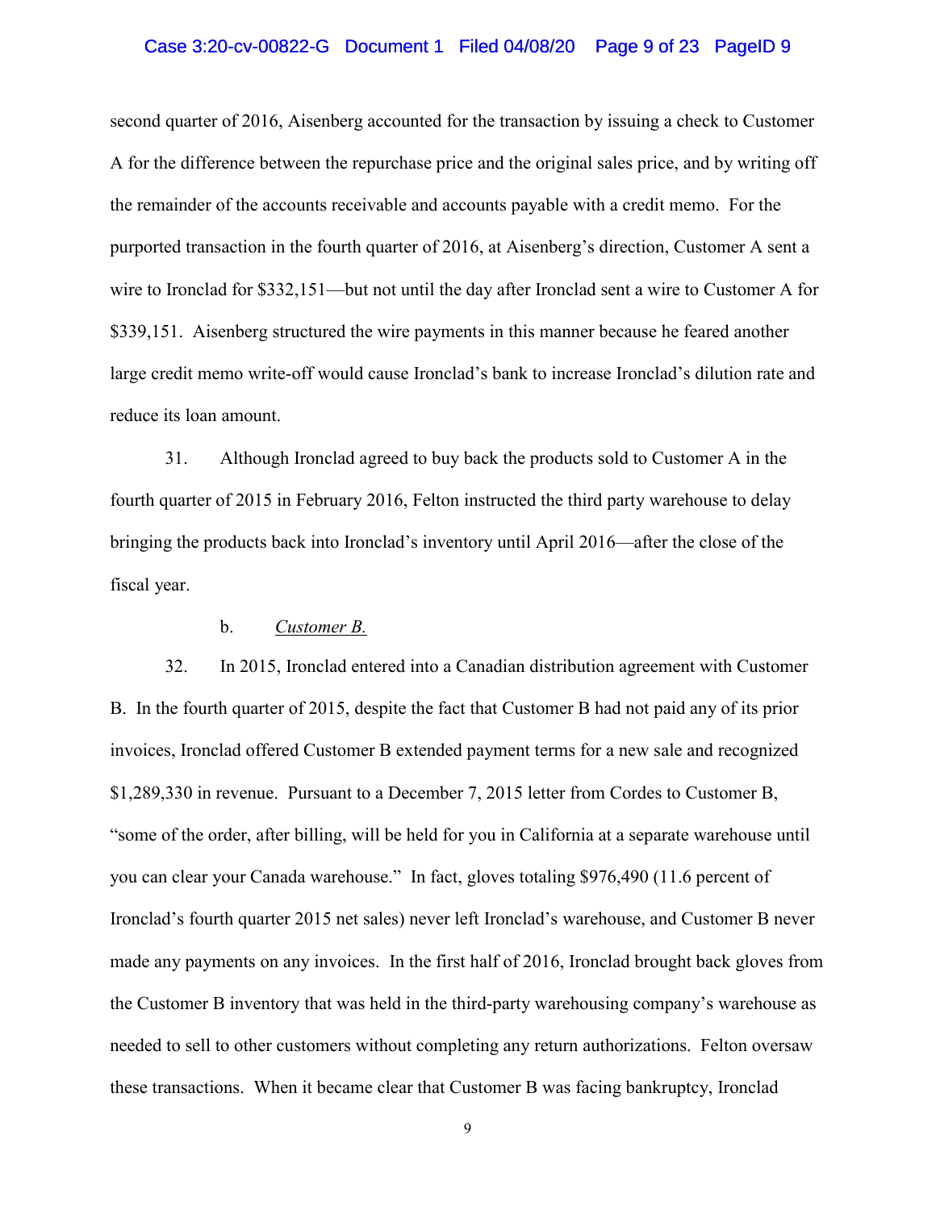second quarter of 2016, Aisenberg accounted for the transaction by issuing a check to Customer A for the difference between the repurchase price and the original sales price, and by writing off the remainder of the accounts receivable and accounts payable with a credit memo. For the purported transaction in the fourth quarter of 2016, at Aisenberg's direction, Customer A sent a wire to Ironclad for $332,151—but not until the day after Ironclad sent a wire to Customer A for $339,151. Aisenberg structured the wire payments in this manner because he feared another large credit memo write-off would cause Ironclad's bank to increase Ironclad's dilution rate and reduce its loan amount.

31. Although Ironclad agreed to buy back the products sold to Customer A in the fourth quarter of 2015 in February 2016, Felton instructed the third party warehouse to delay bringing the products back into Ironclad's inventory until April 2016—after the close of the fiscal year.

b. _Customer B._

32. In 2015, Ironclad entered into a Canadian distribution agreement with Customer B. In the fourth quarter of 2015, despite the fact that Customer B had not paid any of its prior invoices, Ironclad offered Customer B extended payment terms for a new sale and recognized $1,289,330 in revenue. Pursuant to a December 7, 2015 letter from Cordes to Customer B, "some of the order, after billing, will be held for you in California at a separate warehouse until you can clear your Canada warehouse." In fact, gloves totaling $976,490 (11.6 percent of Ironclad's fourth quarter 2015 net sales) never left Ironclad's warehouse, and Customer B never made any payments on any invoices. In the first half of 2016, Ironclad brought back gloves from the Customer B inventory that was held in the third-party warehousing company's warehouse as needed to sell to other customers without completing any return authorizations. Felton oversaw these transactions. When it became clear that Customer B was facing bankruptcy, Ironclad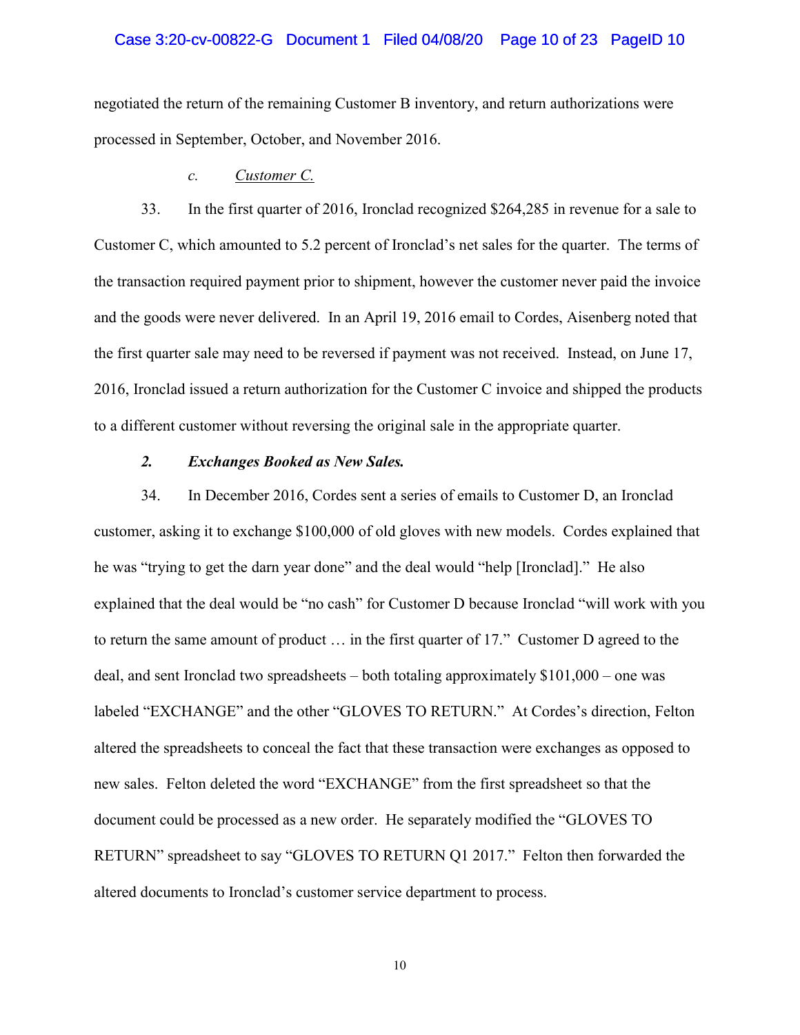negotiated the return of the remaining Customer B inventory, and return authorizations were processed in September, October, and November 2016.

*c.* *Customer C.*

33. In the first quarter of 2016, Ironclad recognized $264,285 in revenue for a sale to Customer C, which amounted to 5.2 percent of Ironclad's net sales for the quarter. The terms of the transaction required payment prior to shipment, however the customer never paid the invoice and the goods were never delivered. In an April 19, 2016 email to Cordes, Aisenberg noted that the first quarter sale may need to be reversed if payment was not received. Instead, on June 17, 2016, Ironclad issued a return authorization for the Customer C invoice and shipped the products to a different customer without reversing the original sale in the appropriate quarter.

***2. Exchanges Booked as New Sales.***

34. In December 2016, Cordes sent a series of emails to Customer D, an Ironclad customer, asking it to exchange $100,000 of old gloves with new models. Cordes explained that he was "trying to get the darn year done" and the deal would "help [Ironclad]." He also explained that the deal would be "no cash" for Customer D because Ironclad "will work with you to return the same amount of product … in the first quarter of 17." Customer D agreed to the deal, and sent Ironclad two spreadsheets – both totaling approximately $101,000 – one was labeled "EXCHANGE" and the other "GLOVES TO RETURN." At Cordes's direction, Felton altered the spreadsheets to conceal the fact that these transaction were exchanges as opposed to new sales. Felton deleted the word "EXCHANGE" from the first spreadsheet so that the document could be processed as a new order. He separately modified the "GLOVES TO RETURN" spreadsheet to say "GLOVES TO RETURN Q1 2017." Felton then forwarded the altered documents to Ironclad's customer service department to process.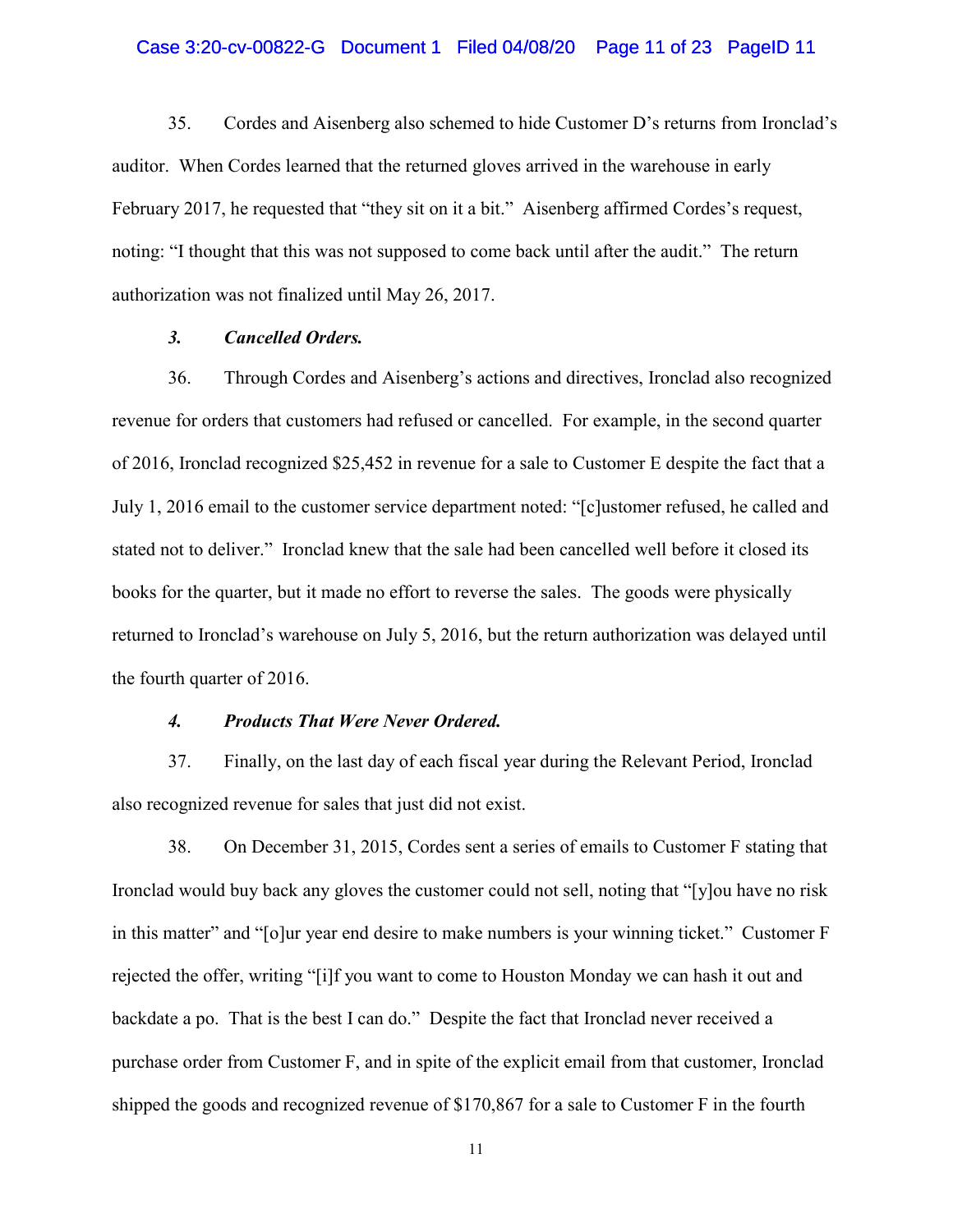35. Cordes and Aisenberg also schemed to hide Customer D's returns from Ironclad's auditor. When Cordes learned that the returned gloves arrived in the warehouse in early February 2017, he requested that "they sit on it a bit." Aisenberg affirmed Cordes's request, noting: "I thought that this was not supposed to come back until after the audit." The return authorization was not finalized until May 26, 2017.

### *3. Cancelled Orders.*

36. Through Cordes and Aisenberg's actions and directives, Ironclad also recognized revenue for orders that customers had refused or cancelled. For example, in the second quarter of 2016, Ironclad recognized $25,452 in revenue for a sale to Customer E despite the fact that a July 1, 2016 email to the customer service department noted: "[c]ustomer refused, he called and stated not to deliver." Ironclad knew that the sale had been cancelled well before it closed its books for the quarter, but it made no effort to reverse the sales. The goods were physically returned to Ironclad's warehouse on July 5, 2016, but the return authorization was delayed until the fourth quarter of 2016.

### *4. Products That Were Never Ordered.*

37. Finally, on the last day of each fiscal year during the Relevant Period, Ironclad also recognized revenue for sales that just did not exist.

38. On December 31, 2015, Cordes sent a series of emails to Customer F stating that Ironclad would buy back any gloves the customer could not sell, noting that "[y]ou have no risk in this matter" and "[o]ur year end desire to make numbers is your winning ticket." Customer F rejected the offer, writing "[i]f you want to come to Houston Monday we can hash it out and backdate a po. That is the best I can do." Despite the fact that Ironclad never received a purchase order from Customer F, and in spite of the explicit email from that customer, Ironclad shipped the goods and recognized revenue of $170,867 for a sale to Customer F in the fourth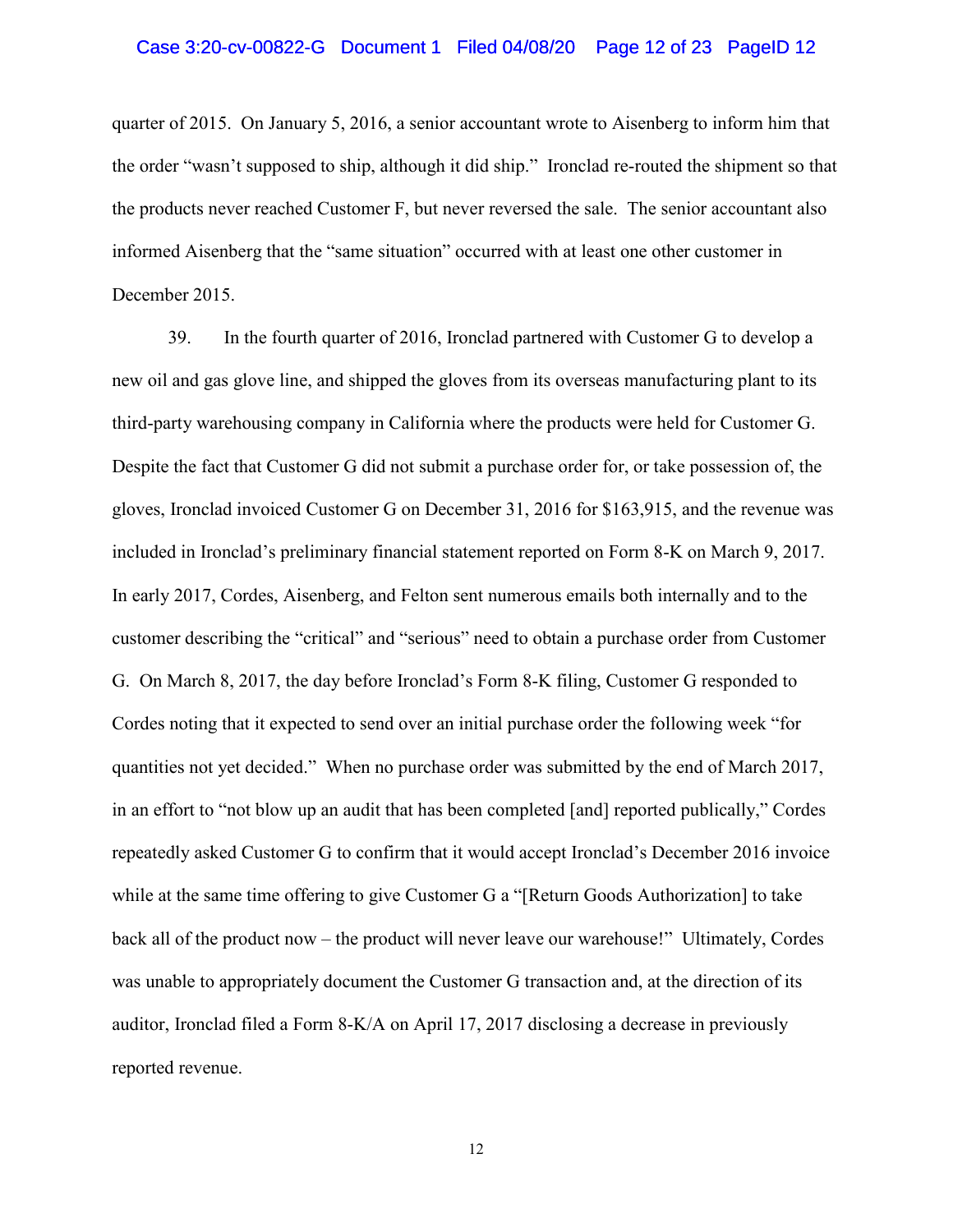quarter of 2015. On January 5, 2016, a senior accountant wrote to Aisenberg to inform him that the order "wasn't supposed to ship, although it did ship." Ironclad re-routed the shipment so that the products never reached Customer F, but never reversed the sale. The senior accountant also informed Aisenberg that the "same situation" occurred with at least one other customer in December 2015.

39. In the fourth quarter of 2016, Ironclad partnered with Customer G to develop a new oil and gas glove line, and shipped the gloves from its overseas manufacturing plant to its third-party warehousing company in California where the products were held for Customer G. Despite the fact that Customer G did not submit a purchase order for, or take possession of, the gloves, Ironclad invoiced Customer G on December 31, 2016 for $163,915, and the revenue was included in Ironclad's preliminary financial statement reported on Form 8-K on March 9, 2017. In early 2017, Cordes, Aisenberg, and Felton sent numerous emails both internally and to the customer describing the "critical" and "serious" need to obtain a purchase order from Customer G. On March 8, 2017, the day before Ironclad's Form 8-K filing, Customer G responded to Cordes noting that it expected to send over an initial purchase order the following week "for quantities not yet decided." When no purchase order was submitted by the end of March 2017, in an effort to "not blow up an audit that has been completed [and] reported publically," Cordes repeatedly asked Customer G to confirm that it would accept Ironclad's December 2016 invoice while at the same time offering to give Customer G a "[Return Goods Authorization] to take back all of the product now – the product will never leave our warehouse!" Ultimately, Cordes was unable to appropriately document the Customer G transaction and, at the direction of its auditor, Ironclad filed a Form 8-K/A on April 17, 2017 disclosing a decrease in previously reported revenue.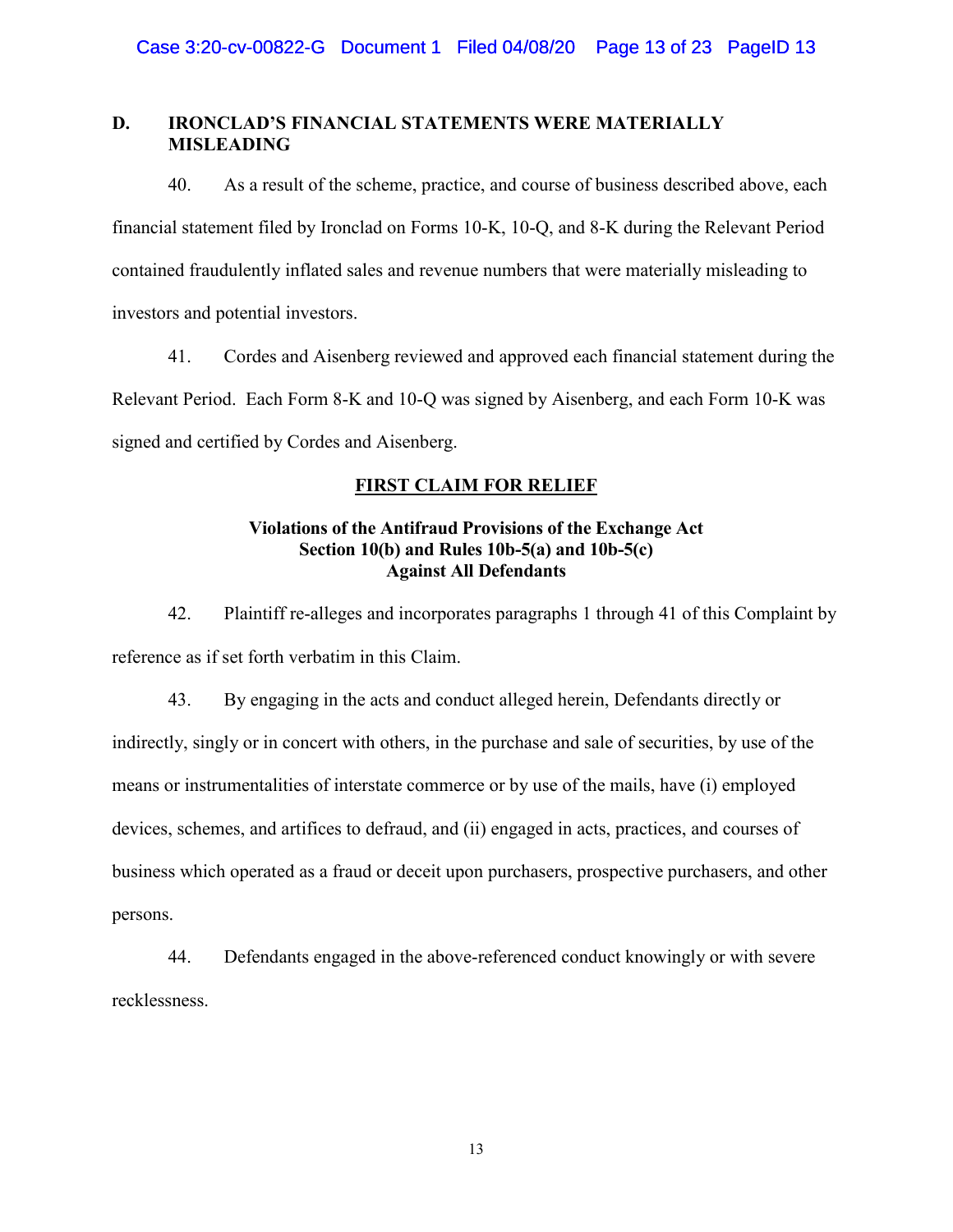## D. IRONCLAD'S FINANCIAL STATEMENTS WERE MATERIALLY MISLEADING

40. As a result of the scheme, practice, and course of business described above, each financial statement filed by Ironclad on Forms 10-K, 10-Q, and 8-K during the Relevant Period contained fraudulently inflated sales and revenue numbers that were materially misleading to investors and potential investors.

41. Cordes and Aisenberg reviewed and approved each financial statement during the Relevant Period. Each Form 8-K and 10-Q was signed by Aisenberg, and each Form 10-K was signed and certified by Cordes and Aisenberg.

## FIRST CLAIM FOR RELIEF

### Violations of the Antifraud Provisions of the Exchange Act Section 10(b) and Rules 10b-5(a) and 10b-5(c) Against All Defendants

42. Plaintiff re-alleges and incorporates paragraphs 1 through 41 of this Complaint by reference as if set forth verbatim in this Claim.

43. By engaging in the acts and conduct alleged herein, Defendants directly or indirectly, singly or in concert with others, in the purchase and sale of securities, by use of the means or instrumentalities of interstate commerce or by use of the mails, have (i) employed devices, schemes, and artifices to defraud, and (ii) engaged in acts, practices, and courses of business which operated as a fraud or deceit upon purchasers, prospective purchasers, and other persons.

44. Defendants engaged in the above-referenced conduct knowingly or with severe recklessness.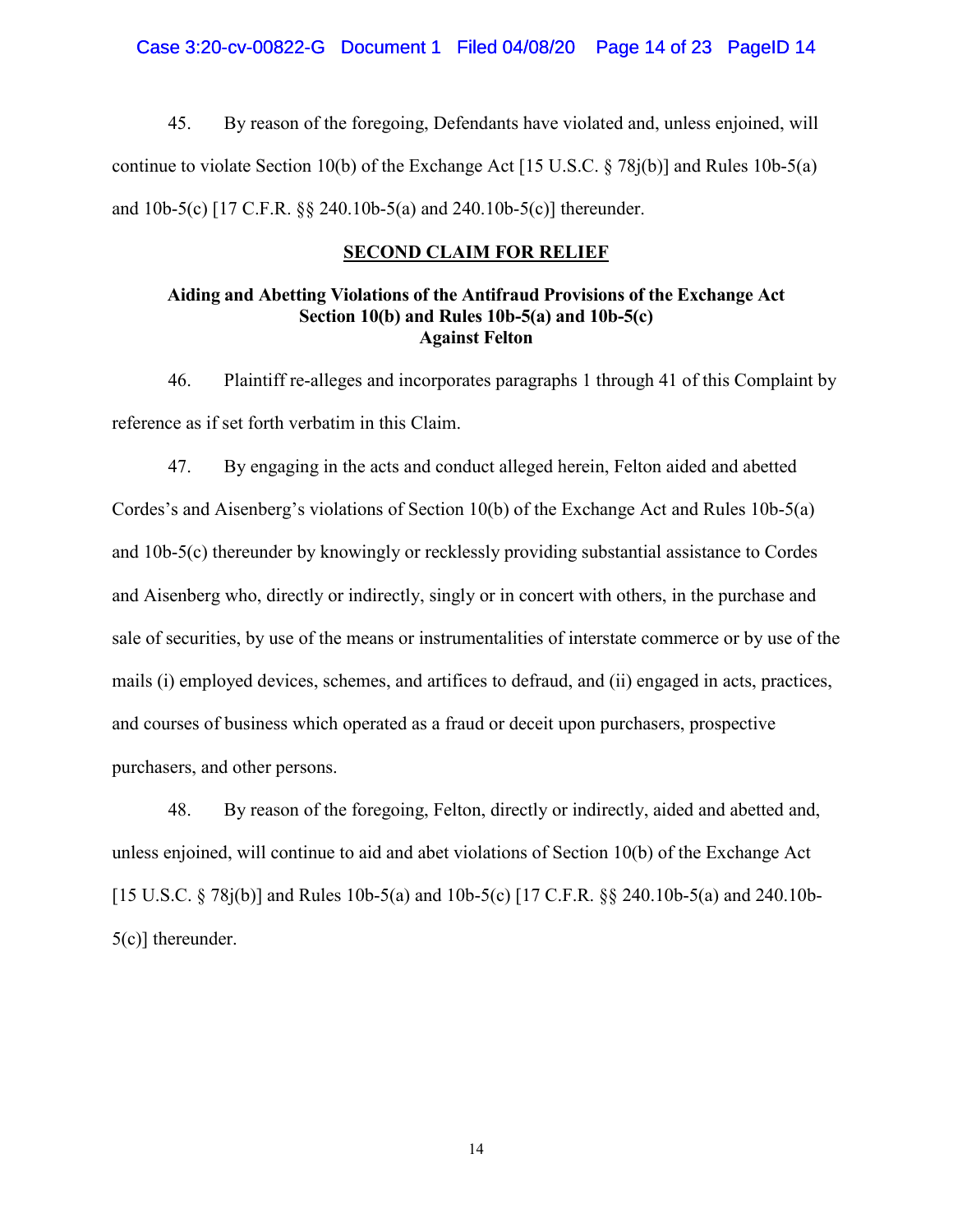45. By reason of the foregoing, Defendants have violated and, unless enjoined, will continue to violate Section 10(b) of the Exchange Act [15 U.S.C. § 78j(b)] and Rules 10b-5(a) and 10b-5(c) [17 C.F.R. §§ 240.10b-5(a) and 240.10b-5(c)] thereunder.

## SECOND CLAIM FOR RELIEF

### Aiding and Abetting Violations of the Antifraud Provisions of the Exchange Act Section 10(b) and Rules 10b-5(a) and 10b-5(c) Against Felton

46. Plaintiff re-alleges and incorporates paragraphs 1 through 41 of this Complaint by reference as if set forth verbatim in this Claim.

47. By engaging in the acts and conduct alleged herein, Felton aided and abetted Cordes's and Aisenberg's violations of Section 10(b) of the Exchange Act and Rules 10b-5(a) and 10b-5(c) thereunder by knowingly or recklessly providing substantial assistance to Cordes and Aisenberg who, directly or indirectly, singly or in concert with others, in the purchase and sale of securities, by use of the means or instrumentalities of interstate commerce or by use of the mails (i) employed devices, schemes, and artifices to defraud, and (ii) engaged in acts, practices, and courses of business which operated as a fraud or deceit upon purchasers, prospective purchasers, and other persons.

48. By reason of the foregoing, Felton, directly or indirectly, aided and abetted and, unless enjoined, will continue to aid and abet violations of Section 10(b) of the Exchange Act [15 U.S.C. § 78j(b)] and Rules 10b-5(a) and 10b-5(c) [17 C.F.R. §§ 240.10b-5(a) and 240.10b-5(c)] thereunder.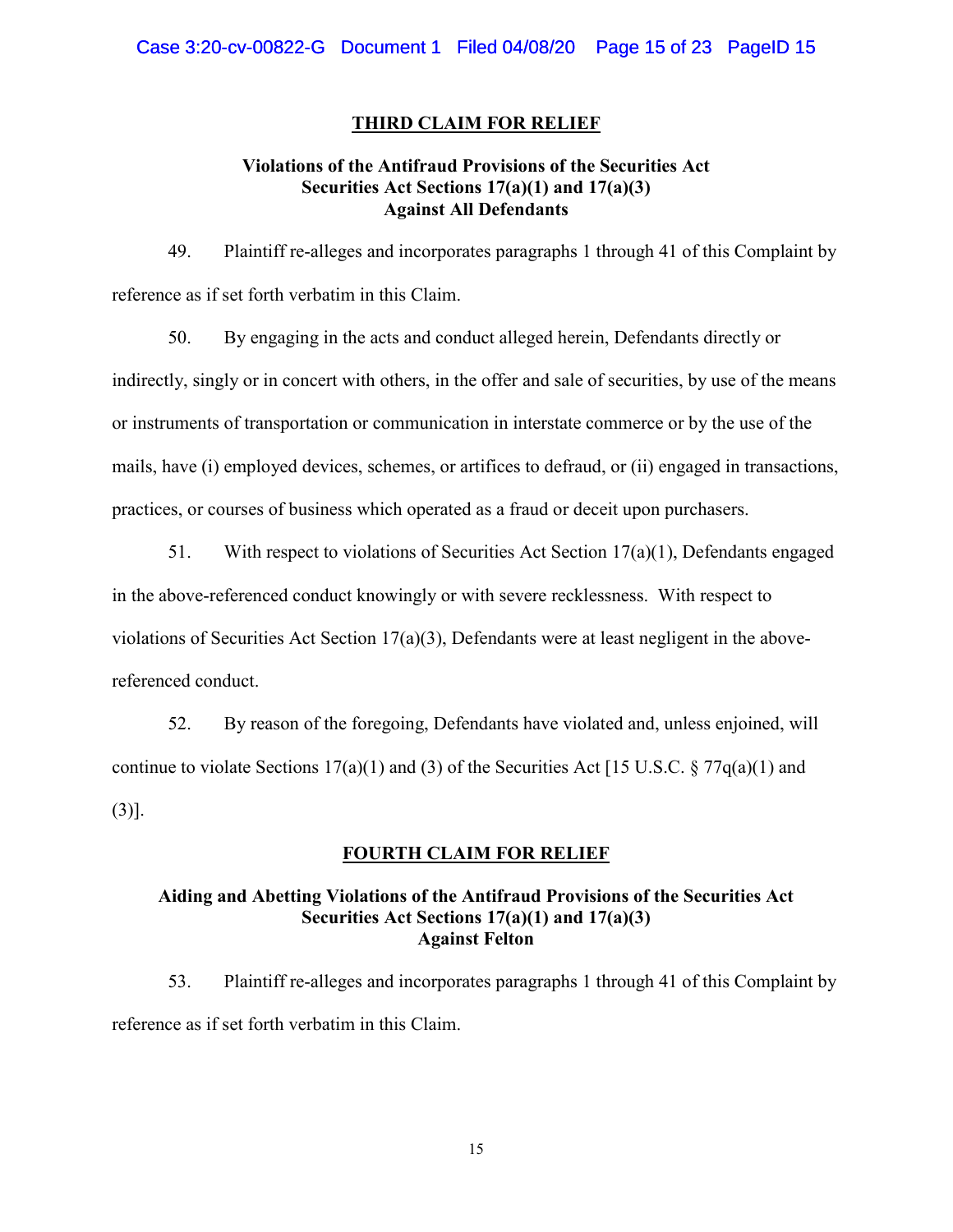## THIRD CLAIM FOR RELIEF

### Violations of the Antifraud Provisions of the Securities Act Securities Act Sections 17(a)(1) and 17(a)(3) Against All Defendants

49. Plaintiff re-alleges and incorporates paragraphs 1 through 41 of this Complaint by reference as if set forth verbatim in this Claim.

50. By engaging in the acts and conduct alleged herein, Defendants directly or indirectly, singly or in concert with others, in the offer and sale of securities, by use of the means or instruments of transportation or communication in interstate commerce or by the use of the mails, have (i) employed devices, schemes, or artifices to defraud, or (ii) engaged in transactions, practices, or courses of business which operated as a fraud or deceit upon purchasers.

51. With respect to violations of Securities Act Section 17(a)(1), Defendants engaged in the above-referenced conduct knowingly or with severe recklessness. With respect to violations of Securities Act Section 17(a)(3), Defendants were at least negligent in the above-referenced conduct.

52. By reason of the foregoing, Defendants have violated and, unless enjoined, will continue to violate Sections 17(a)(1) and (3) of the Securities Act [15 U.S.C. § 77q(a)(1) and (3)].

## FOURTH CLAIM FOR RELIEF

### Aiding and Abetting Violations of the Antifraud Provisions of the Securities Act Securities Act Sections 17(a)(1) and 17(a)(3) Against Felton

53. Plaintiff re-alleges and incorporates paragraphs 1 through 41 of this Complaint by reference as if set forth verbatim in this Claim.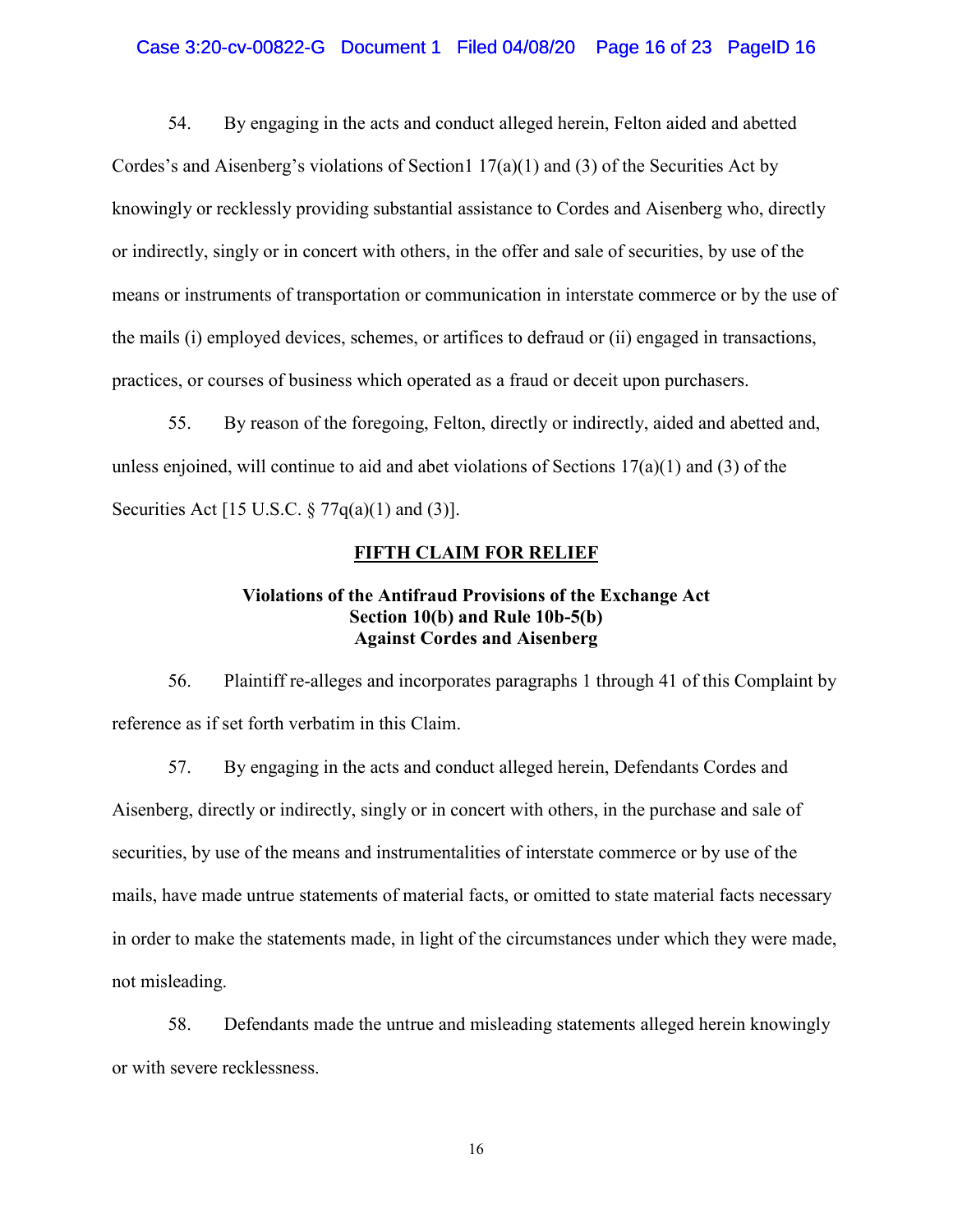54. By engaging in the acts and conduct alleged herein, Felton aided and abetted Cordes's and Aisenberg's violations of Section1 17(a)(1) and (3) of the Securities Act by knowingly or recklessly providing substantial assistance to Cordes and Aisenberg who, directly or indirectly, singly or in concert with others, in the offer and sale of securities, by use of the means or instruments of transportation or communication in interstate commerce or by the use of the mails (i) employed devices, schemes, or artifices to defraud or (ii) engaged in transactions, practices, or courses of business which operated as a fraud or deceit upon purchasers.

55. By reason of the foregoing, Felton, directly or indirectly, aided and abetted and, unless enjoined, will continue to aid and abet violations of Sections 17(a)(1) and (3) of the Securities Act [15 U.S.C. § 77q(a)(1) and (3)].

## FIFTH CLAIM FOR RELIEF

### Violations of the Antifraud Provisions of the Exchange Act Section 10(b) and Rule 10b-5(b) Against Cordes and Aisenberg

56. Plaintiff re-alleges and incorporates paragraphs 1 through 41 of this Complaint by reference as if set forth verbatim in this Claim.

57. By engaging in the acts and conduct alleged herein, Defendants Cordes and Aisenberg, directly or indirectly, singly or in concert with others, in the purchase and sale of securities, by use of the means and instrumentalities of interstate commerce or by use of the mails, have made untrue statements of material facts, or omitted to state material facts necessary in order to make the statements made, in light of the circumstances under which they were made, not misleading.

58. Defendants made the untrue and misleading statements alleged herein knowingly or with severe recklessness.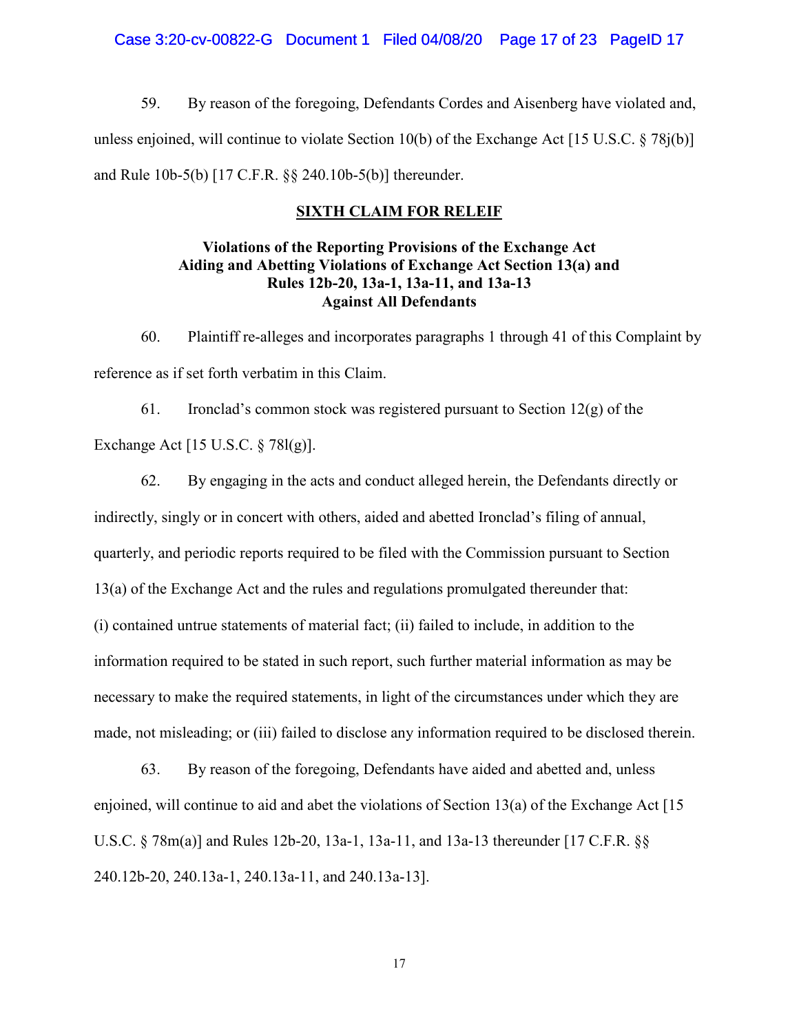59. By reason of the foregoing, Defendants Cordes and Aisenberg have violated and, unless enjoined, will continue to violate Section 10(b) of the Exchange Act [15 U.S.C. § 78j(b)] and Rule 10b-5(b) [17 C.F.R. §§ 240.10b-5(b)] thereunder.

**SIXTH CLAIM FOR RELEIF**

**Violations of the Reporting Provisions of the Exchange Act**
**Aiding and Abetting Violations of Exchange Act Section 13(a) and**
**Rules 12b-20, 13a-1, 13a-11, and 13a-13**
**Against All Defendants**

60. Plaintiff re-alleges and incorporates paragraphs 1 through 41 of this Complaint by reference as if set forth verbatim in this Claim.

61. Ironclad's common stock was registered pursuant to Section 12(g) of the Exchange Act [15 U.S.C. § 78l(g)].

62. By engaging in the acts and conduct alleged herein, the Defendants directly or indirectly, singly or in concert with others, aided and abetted Ironclad's filing of annual, quarterly, and periodic reports required to be filed with the Commission pursuant to Section 13(a) of the Exchange Act and the rules and regulations promulgated thereunder that: (i) contained untrue statements of material fact; (ii) failed to include, in addition to the information required to be stated in such report, such further material information as may be necessary to make the required statements, in light of the circumstances under which they are made, not misleading; or (iii) failed to disclose any information required to be disclosed therein.

63. By reason of the foregoing, Defendants have aided and abetted and, unless enjoined, will continue to aid and abet the violations of Section 13(a) of the Exchange Act [15 U.S.C. § 78m(a)] and Rules 12b-20, 13a-1, 13a-11, and 13a-13 thereunder [17 C.F.R. §§ 240.12b-20, 240.13a-1, 240.13a-11, and 240.13a-13].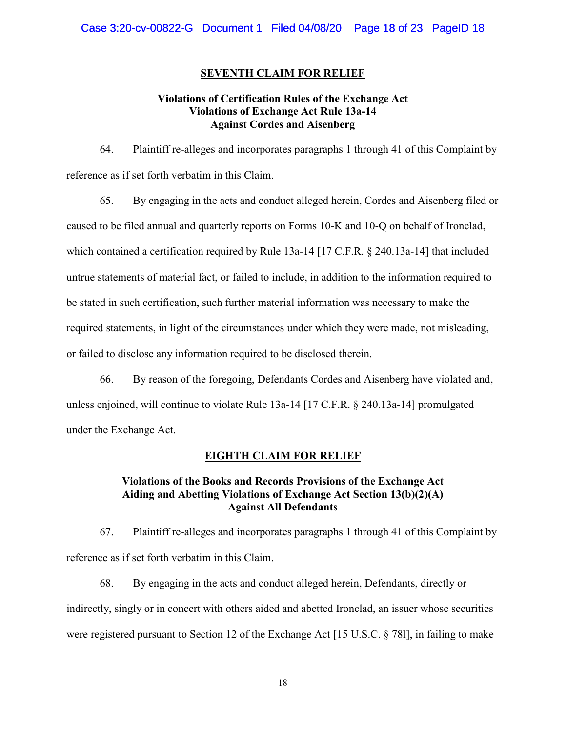## SEVENTH CLAIM FOR RELIEF

**Violations of Certification Rules of the Exchange Act**
**Violations of Exchange Act Rule 13a-14**
**Against Cordes and Aisenberg**

64. Plaintiff re-alleges and incorporates paragraphs 1 through 41 of this Complaint by reference as if set forth verbatim in this Claim.

65. By engaging in the acts and conduct alleged herein, Cordes and Aisenberg filed or caused to be filed annual and quarterly reports on Forms 10-K and 10-Q on behalf of Ironclad, which contained a certification required by Rule 13a-14 [17 C.F.R. § 240.13a-14] that included untrue statements of material fact, or failed to include, in addition to the information required to be stated in such certification, such further material information was necessary to make the required statements, in light of the circumstances under which they were made, not misleading, or failed to disclose any information required to be disclosed therein.

66. By reason of the foregoing, Defendants Cordes and Aisenberg have violated and, unless enjoined, will continue to violate Rule 13a-14 [17 C.F.R. § 240.13a-14] promulgated under the Exchange Act.

## EIGHTH CLAIM FOR RELIEF

**Violations of the Books and Records Provisions of the Exchange Act**
**Aiding and Abetting Violations of Exchange Act Section 13(b)(2)(A)**
**Against All Defendants**

67. Plaintiff re-alleges and incorporates paragraphs 1 through 41 of this Complaint by reference as if set forth verbatim in this Claim.

68. By engaging in the acts and conduct alleged herein, Defendants, directly or indirectly, singly or in concert with others aided and abetted Ironclad, an issuer whose securities were registered pursuant to Section 12 of the Exchange Act [15 U.S.C. § 78l], in failing to make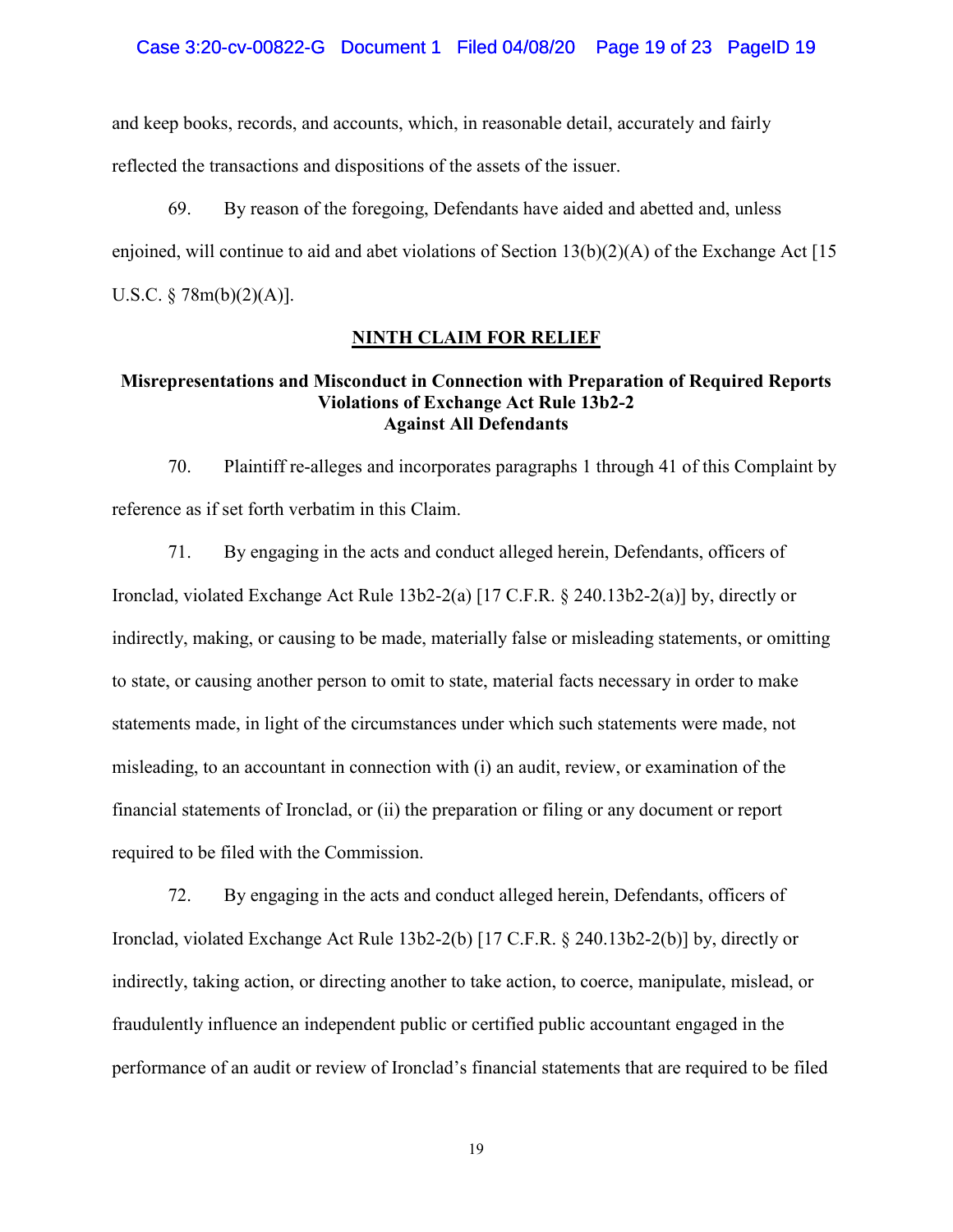and keep books, records, and accounts, which, in reasonable detail, accurately and fairly reflected the transactions and dispositions of the assets of the issuer.

69. By reason of the foregoing, Defendants have aided and abetted and, unless enjoined, will continue to aid and abet violations of Section 13(b)(2)(A) of the Exchange Act [15 U.S.C. § 78m(b)(2)(A)].

## NINTH CLAIM FOR RELIEF

### Misrepresentations and Misconduct in Connection with Preparation of Required Reports Violations of Exchange Act Rule 13b2-2 Against All Defendants

70. Plaintiff re-alleges and incorporates paragraphs 1 through 41 of this Complaint by reference as if set forth verbatim in this Claim.

71. By engaging in the acts and conduct alleged herein, Defendants, officers of Ironclad, violated Exchange Act Rule 13b2-2(a) [17 C.F.R. § 240.13b2-2(a)] by, directly or indirectly, making, or causing to be made, materially false or misleading statements, or omitting to state, or causing another person to omit to state, material facts necessary in order to make statements made, in light of the circumstances under which such statements were made, not misleading, to an accountant in connection with (i) an audit, review, or examination of the financial statements of Ironclad, or (ii) the preparation or filing or any document or report required to be filed with the Commission.

72. By engaging in the acts and conduct alleged herein, Defendants, officers of Ironclad, violated Exchange Act Rule 13b2-2(b) [17 C.F.R. § 240.13b2-2(b)] by, directly or indirectly, taking action, or directing another to take action, to coerce, manipulate, mislead, or fraudulently influence an independent public or certified public accountant engaged in the performance of an audit or review of Ironclad's financial statements that are required to be filed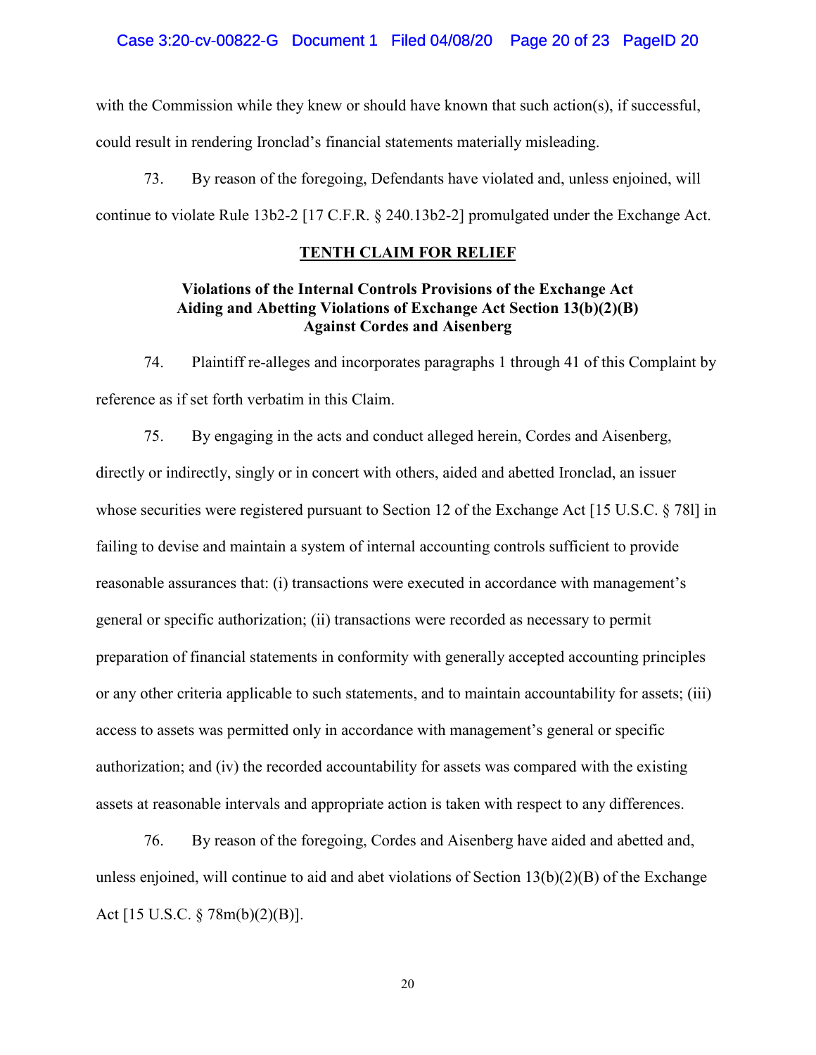with the Commission while they knew or should have known that such action(s), if successful, could result in rendering Ironclad's financial statements materially misleading.

73. By reason of the foregoing, Defendants have violated and, unless enjoined, will continue to violate Rule 13b2-2 [17 C.F.R. § 240.13b2-2] promulgated under the Exchange Act.

## TENTH CLAIM FOR RELIEF

### Violations of the Internal Controls Provisions of the Exchange Act Aiding and Abetting Violations of Exchange Act Section 13(b)(2)(B) Against Cordes and Aisenberg

74. Plaintiff re-alleges and incorporates paragraphs 1 through 41 of this Complaint by reference as if set forth verbatim in this Claim.

75. By engaging in the acts and conduct alleged herein, Cordes and Aisenberg, directly or indirectly, singly or in concert with others, aided and abetted Ironclad, an issuer whose securities were registered pursuant to Section 12 of the Exchange Act [15 U.S.C. § 78l] in failing to devise and maintain a system of internal accounting controls sufficient to provide reasonable assurances that: (i) transactions were executed in accordance with management's general or specific authorization; (ii) transactions were recorded as necessary to permit preparation of financial statements in conformity with generally accepted accounting principles or any other criteria applicable to such statements, and to maintain accountability for assets; (iii) access to assets was permitted only in accordance with management's general or specific authorization; and (iv) the recorded accountability for assets was compared with the existing assets at reasonable intervals and appropriate action is taken with respect to any differences.

76. By reason of the foregoing, Cordes and Aisenberg have aided and abetted and, unless enjoined, will continue to aid and abet violations of Section 13(b)(2)(B) of the Exchange Act [15 U.S.C. § 78m(b)(2)(B)].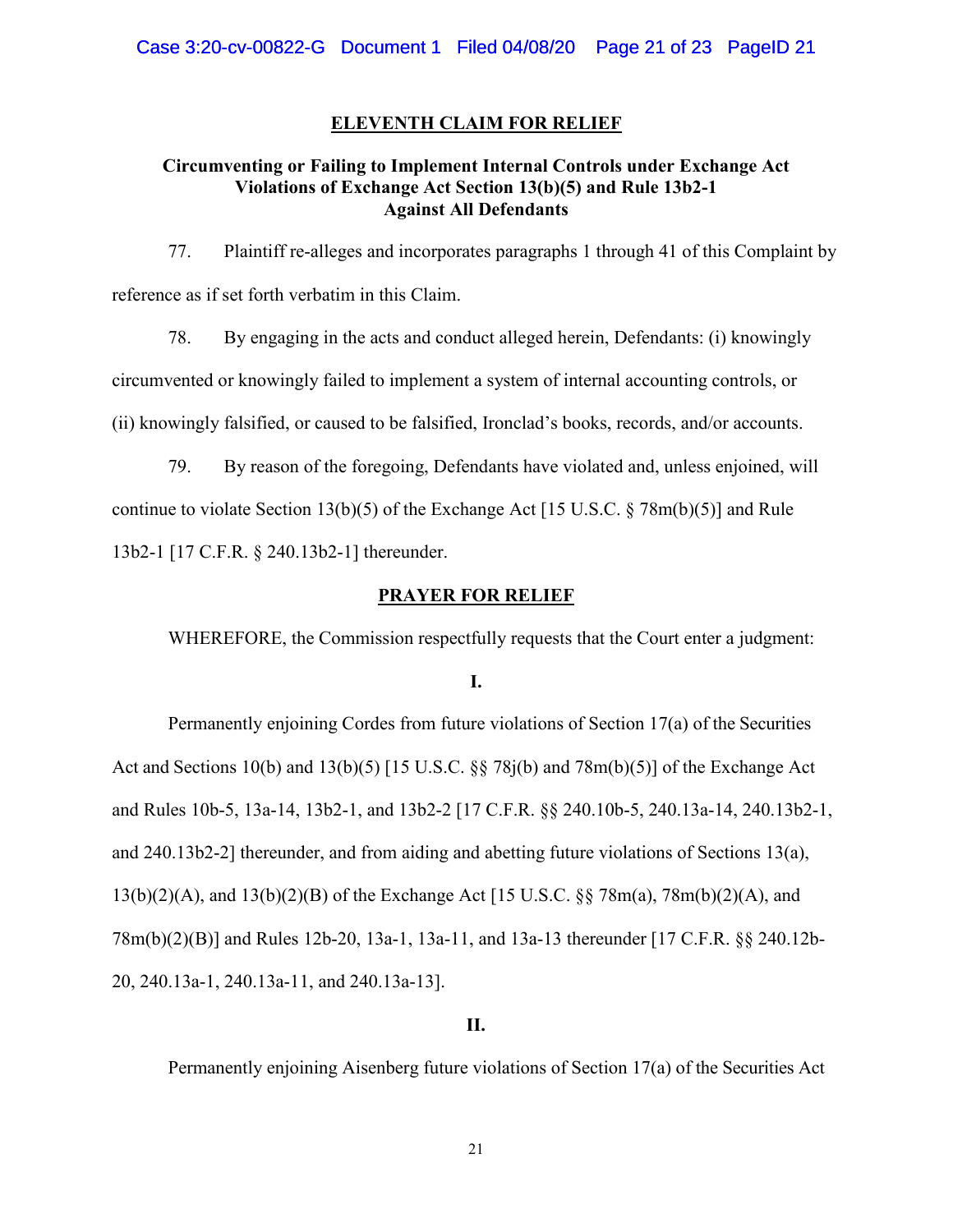## ELEVENTH CLAIM FOR RELIEF

**Circumventing or Failing to Implement Internal Controls under Exchange Act Violations of Exchange Act Section 13(b)(5) and Rule 13b2-1 Against All Defendants**

77. Plaintiff re-alleges and incorporates paragraphs 1 through 41 of this Complaint by reference as if set forth verbatim in this Claim.

78. By engaging in the acts and conduct alleged herein, Defendants: (i) knowingly circumvented or knowingly failed to implement a system of internal accounting controls, or (ii) knowingly falsified, or caused to be falsified, Ironclad's books, records, and/or accounts.

79. By reason of the foregoing, Defendants have violated and, unless enjoined, will continue to violate Section 13(b)(5) of the Exchange Act [15 U.S.C. § 78m(b)(5)] and Rule 13b2-1 [17 C.F.R. § 240.13b2-1] thereunder.

## PRAYER FOR RELIEF

WHEREFORE, the Commission respectfully requests that the Court enter a judgment:

**I.**

Permanently enjoining Cordes from future violations of Section 17(a) of the Securities Act and Sections 10(b) and 13(b)(5) [15 U.S.C. §§ 78j(b) and 78m(b)(5)] of the Exchange Act and Rules 10b-5, 13a-14, 13b2-1, and 13b2-2 [17 C.F.R. §§ 240.10b-5, 240.13a-14, 240.13b2-1, and 240.13b2-2] thereunder, and from aiding and abetting future violations of Sections 13(a), 13(b)(2)(A), and 13(b)(2)(B) of the Exchange Act [15 U.S.C. §§ 78m(a), 78m(b)(2)(A), and 78m(b)(2)(B)] and Rules 12b-20, 13a-1, 13a-11, and 13a-13 thereunder [17 C.F.R. §§ 240.12b-20, 240.13a-1, 240.13a-11, and 240.13a-13].

**II.**

Permanently enjoining Aisenberg future violations of Section 17(a) of the Securities Act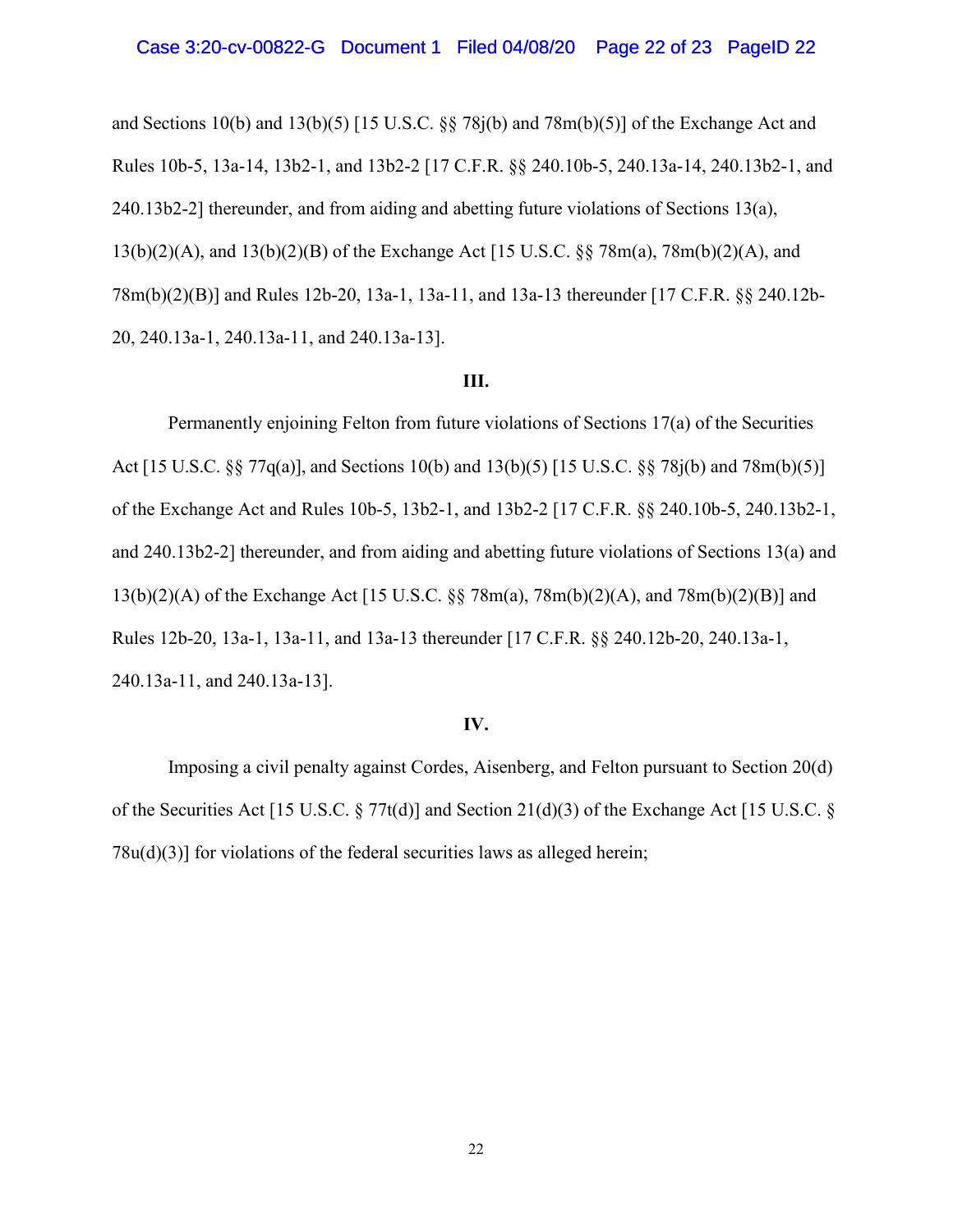and Sections 10(b) and 13(b)(5) [15 U.S.C. §§ 78j(b) and 78m(b)(5)] of the Exchange Act and Rules 10b-5, 13a-14, 13b2-1, and 13b2-2 [17 C.F.R. §§ 240.10b-5, 240.13a-14, 240.13b2-1, and 240.13b2-2] thereunder, and from aiding and abetting future violations of Sections 13(a), 13(b)(2)(A), and 13(b)(2)(B) of the Exchange Act [15 U.S.C. §§ 78m(a), 78m(b)(2)(A), and 78m(b)(2)(B)] and Rules 12b-20, 13a-1, 13a-11, and 13a-13 thereunder [17 C.F.R. §§ 240.12b-20, 240.13a-1, 240.13a-11, and 240.13a-13].

**III.**

Permanently enjoining Felton from future violations of Sections 17(a) of the Securities Act [15 U.S.C. §§ 77q(a)], and Sections 10(b) and 13(b)(5) [15 U.S.C. §§ 78j(b) and 78m(b)(5)] of the Exchange Act and Rules 10b-5, 13b2-1, and 13b2-2 [17 C.F.R. §§ 240.10b-5, 240.13b2-1, and 240.13b2-2] thereunder, and from aiding and abetting future violations of Sections 13(a) and 13(b)(2)(A) of the Exchange Act [15 U.S.C. §§ 78m(a), 78m(b)(2)(A), and 78m(b)(2)(B)] and Rules 12b-20, 13a-1, 13a-11, and 13a-13 thereunder [17 C.F.R. §§ 240.12b-20, 240.13a-1, 240.13a-11, and 240.13a-13].

**IV.**

Imposing a civil penalty against Cordes, Aisenberg, and Felton pursuant to Section 20(d) of the Securities Act [15 U.S.C. § 77t(d)] and Section 21(d)(3) of the Exchange Act [15 U.S.C. § 78u(d)(3)] for violations of the federal securities laws as alleged herein;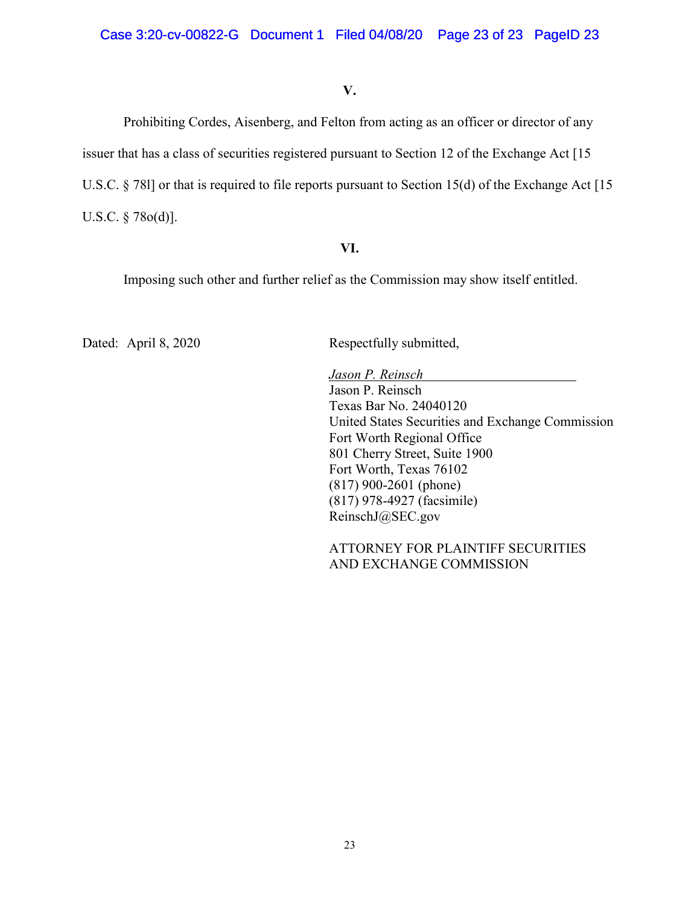**V.**

Prohibiting Cordes, Aisenberg, and Felton from acting as an officer or director of any issuer that has a class of securities registered pursuant to Section 12 of the Exchange Act [15 U.S.C. § 78l] or that is required to file reports pursuant to Section 15(d) of the Exchange Act [15 U.S.C. § 78o(d)].

**VI.**

Imposing such other and further relief as the Commission may show itself entitled.

Dated: April 8, 2020

Respectfully submitted,

*Jason P. Reinsch*
Jason P. Reinsch
Texas Bar No. 24040120
United States Securities and Exchange Commission
Fort Worth Regional Office
801 Cherry Street, Suite 1900
Fort Worth, Texas 76102
(817) 900-2601 (phone)
(817) 978-4927 (facsimile)
ReinschJ@SEC.gov

ATTORNEY FOR PLAINTIFF SECURITIES AND EXCHANGE COMMISSION